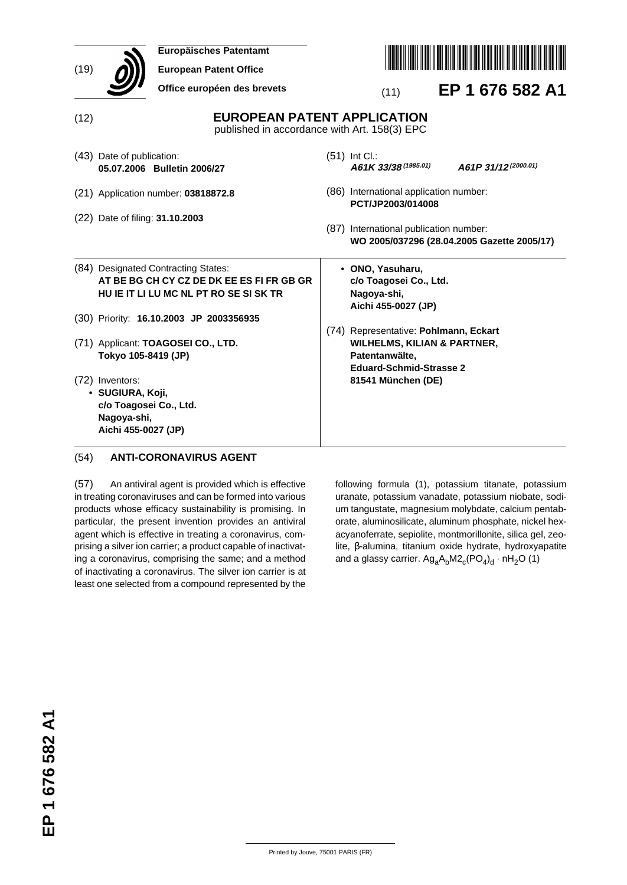(19) **Europäisches Patentamt**
**European Patent Office**
**Office européen des brevets**

(11) **EP 1 676 582 A1**

(12) **EUROPEAN PATENT APPLICATION**
published in accordance with Art. 158(3) EPC

(43) Date of publication:
**05.07.2006 Bulletin 2006/27**

(21) Application number: **03818872.8**

(22) Date of filing: **31.10.2003**

(51) Int Cl.:
***A61K 33/38*** ***(1985.01)*** ***A61P 31/12*** ***(2000.01)***

(86) International application number:
**PCT/JP2003/014008**

(87) International publication number:
**WO 2005/037296 (28.04.2005 Gazette 2005/17)**

(84) Designated Contracting States:
**AT BE BG CH CY CZ DE DK EE ES FI FR GB GR HU IE IT LI LU MC NL PT RO SE SI SK TR**

(30) Priority: **16.10.2003 JP 2003356935**

(71) Applicant: **TOAGOSEI CO., LTD.**
**Tokyo 105-8419 (JP)**

(72) Inventors:
- **SUGIURA, Koji,**
  **c/o Toagosei Co., Ltd.**
  **Nagoya-shi,**
  **Aichi 455-0027 (JP)**
- **ONO, Yasuharu,**
  **c/o Toagosei Co., Ltd.**
  **Nagoya-shi,**
  **Aichi 455-0027 (JP)**

(74) Representative: **Pohlmann, Eckart**
**WILHELMS, KILIAN & PARTNER,**
**Patentanwälte,**
**Eduard-Schmid-Strasse 2**
**81541 München (DE)**

(54) **ANTI-CORONAVIRUS AGENT**

(57) An antiviral agent is provided which is effective in treating coronaviruses and can be formed into various products whose efficacy sustainability is promising. In particular, the present invention provides an antiviral agent which is effective in treating a coronavirus, comprising a silver ion carrier; a product capable of inactivating a coronavirus, comprising the same; and a method of inactivating a coronavirus. The silver ion carrier is at least one selected from a compound represented by the following formula (1), potassium titanate, potassium uranate, potassium vanadate, potassium niobate, sodium tangustate, magnesium molybdate, calcium pentaborate, aluminosilicate, aluminum phosphate, nickel hexacyanoferrate, sepiolite, montmorillonite, silica gel, zeolite, β-alumina, titanium oxide hydrate, hydroxyapatite and a glassy carrier. $Ag_aA_bM2_c(PO_4)_d \cdot nH_2O$ (1)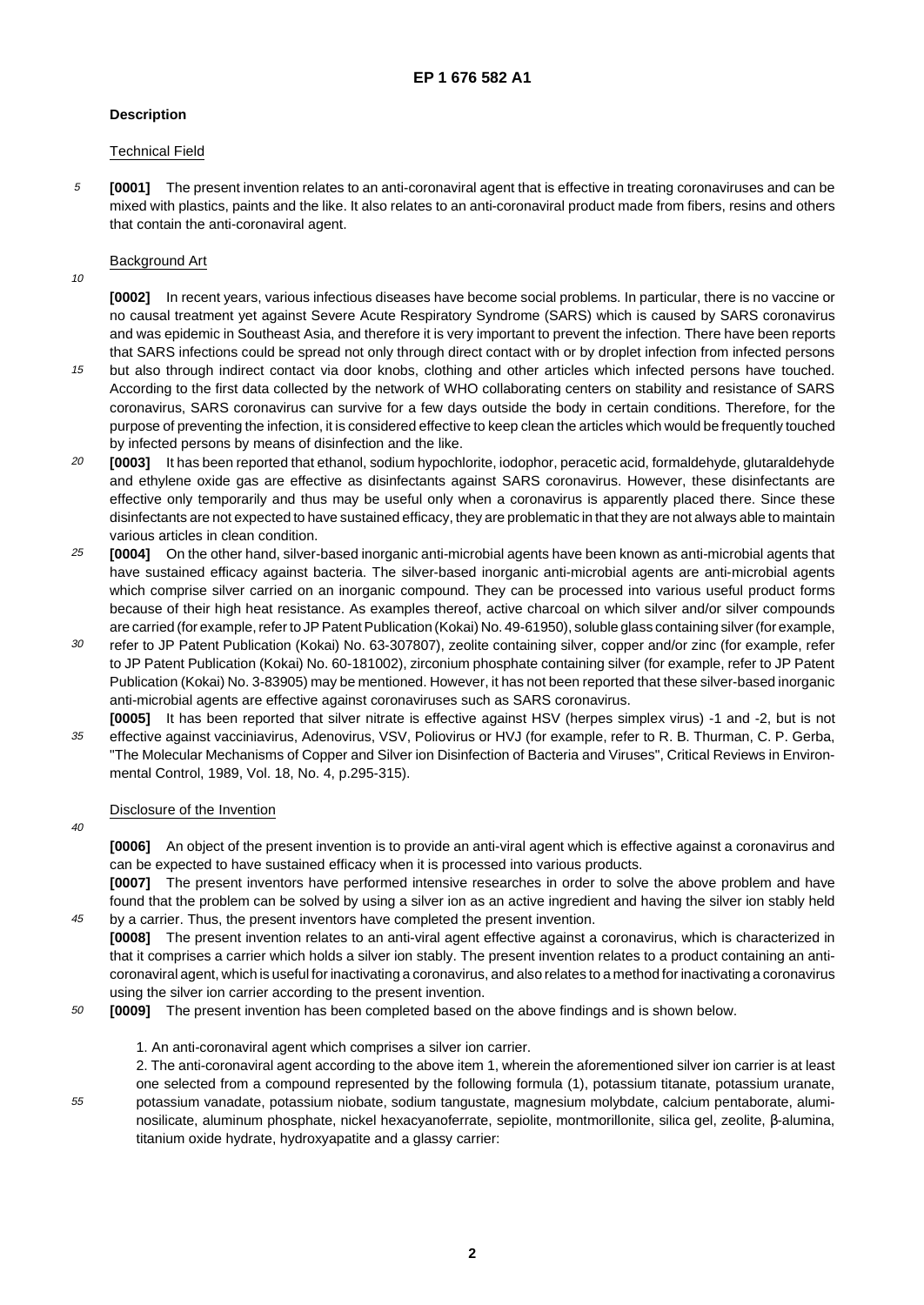## Description

### Technical Field

**[0001]** The present invention relates to an anti-coronaviral agent that is effective in treating coronaviruses and can be mixed with plastics, paints and the like. It also relates to an anti-coronaviral product made from fibers, resins and others that contain the anti-coronaviral agent.

### Background Art

**[0002]** In recent years, various infectious diseases have become social problems. In particular, there is no vaccine or no causal treatment yet against Severe Acute Respiratory Syndrome (SARS) which is caused by SARS coronavirus and was epidemic in Southeast Asia, and therefore it is very important to prevent the infection. There have been reports that SARS infections could be spread not only through direct contact with or by droplet infection from infected persons but also through indirect contact via door knobs, clothing and other articles which infected persons have touched. According to the first data collected by the network of WHO collaborating centers on stability and resistance of SARS coronavirus, SARS coronavirus can survive for a few days outside the body in certain conditions. Therefore, for the purpose of preventing the infection, it is considered effective to keep clean the articles which would be frequently touched by infected persons by means of disinfection and the like.

**[0003]** It has been reported that ethanol, sodium hypochlorite, iodophor, peracetic acid, formaldehyde, glutaraldehyde and ethylene oxide gas are effective as disinfectants against SARS coronavirus. However, these disinfectants are effective only temporarily and thus may be useful only when a coronavirus is apparently placed there. Since these disinfectants are not expected to have sustained efficacy, they are problematic in that they are not always able to maintain various articles in clean condition.

**[0004]** On the other hand, silver-based inorganic anti-microbial agents have been known as anti-microbial agents that have sustained efficacy against bacteria. The silver-based inorganic anti-microbial agents are anti-microbial agents which comprise silver carried on an inorganic compound. They can be processed into various useful product forms because of their high heat resistance. As examples thereof, active charcoal on which silver and/or silver compounds are carried (for example, refer to JP Patent Publication (Kokai) No. 49-61950), soluble glass containing silver (for example, refer to JP Patent Publication (Kokai) No. 63-307807), zeolite containing silver, copper and/or zinc (for example, refer to JP Patent Publication (Kokai) No. 60-181002), zirconium phosphate containing silver (for example, refer to JP Patent Publication (Kokai) No. 3-83905) may be mentioned. However, it has not been reported that these silver-based inorganic anti-microbial agents are effective against coronaviruses such as SARS coronavirus.

**[0005]** It has been reported that silver nitrate is effective against HSV (herpes simplex virus) -1 and -2, but is not effective against vacciniavirus, Adenovirus, VSV, Poliovirus or HVJ (for example, refer to R. B. Thurman, C. P. Gerba, "The Molecular Mechanisms of Copper and Silver ion Disinfection of Bacteria and Viruses", Critical Reviews in Environmental Control, 1989, Vol. 18, No. 4, p.295-315).

### Disclosure of the Invention

**[0006]** An object of the present invention is to provide an anti-viral agent which is effective against a coronavirus and can be expected to have sustained efficacy when it is processed into various products.

**[0007]** The present inventors have performed intensive researches in order to solve the above problem and have found that the problem can be solved by using a silver ion as an active ingredient and having the silver ion stably held by a carrier. Thus, the present inventors have completed the present invention.

**[0008]** The present invention relates to an anti-viral agent effective against a coronavirus, which is characterized in that it comprises a carrier which holds a silver ion stably. The present invention relates to a product containing an anti-coronaviral agent, which is useful for inactivating a coronavirus, and also relates to a method for inactivating a coronavirus using the silver ion carrier according to the present invention.

**[0009]** The present invention has been completed based on the above findings and is shown below.

1. An anti-coronaviral agent which comprises a silver ion carrier.
2. The anti-coronaviral agent according to the above item 1, wherein the aforementioned silver ion carrier is at least one selected from a compound represented by the following formula (1), potassium titanate, potassium uranate, potassium vanadate, potassium niobate, sodium tangustate, magnesium molybdate, calcium pentaborate, aluminosilicate, aluminum phosphate, nickel hexacyanoferrate, sepiolite, montmorillonite, silica gel, zeolite, β-alumina, titanium oxide hydrate, hydroxyapatite and a glassy carrier: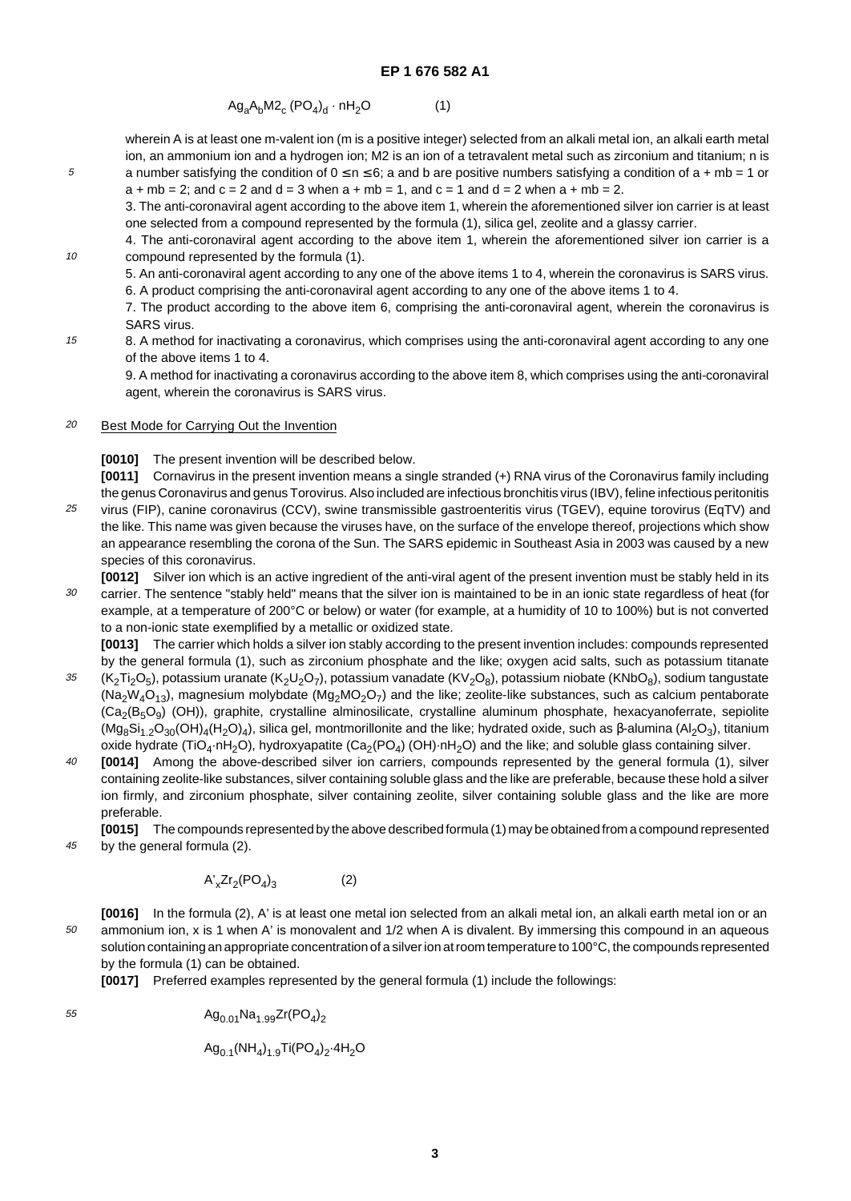$$Ag_aA_bM2_c(PO_4)_d \cdot nH_2O \qquad (1)$$

wherein A is at least one m-valent ion (m is a positive integer) selected from an alkali metal ion, an alkali earth metal ion, an ammonium ion and a hydrogen ion; M2 is an ion of a tetravalent metal such as zirconium and titanium; n is a number satisfying the condition of $0 \leq n \leq 6$; a and b are positive numbers satisfying a condition of $a + mb = 1$ or $a + mb = 2$; and $c = 2$ and $d = 3$ when $a + mb = 1$, and $c = 1$ and $d = 2$ when $a + mb = 2$.

3. The anti-coronaviral agent according to the above item 1, wherein the aforementioned silver ion carrier is at least one selected from a compound represented by the formula (1), silica gel, zeolite and a glassy carrier.

4. The anti-coronaviral agent according to the above item 1, wherein the aforementioned silver ion carrier is a compound represented by the formula (1).

5. An anti-coronaviral agent according to any one of the above items 1 to 4, wherein the coronavirus is SARS virus.

6. A product comprising the anti-coronaviral agent according to any one of the above items 1 to 4.

7. The product according to the above item 6, comprising the anti-coronaviral agent, wherein the coronavirus is SARS virus.

8. A method for inactivating a coronavirus, which comprises using the anti-coronaviral agent according to any one of the above items 1 to 4.

9. A method for inactivating a coronavirus according to the above item 8, which comprises using the anti-coronaviral agent, wherein the coronavirus is SARS virus.

## Best Mode for Carrying Out the Invention

**[0010]** The present invention will be described below.

**[0011]** Cornavirus in the present invention means a single stranded (+) RNA virus of the Coronavirus family including the genus Coronavirus and genus Torovirus. Also included are infectious bronchitis virus (IBV), feline infectious peritonitis virus (FIP), canine coronavirus (CCV), swine transmissible gastroenteritis virus (TGEV), equine torovirus (EqTV) and the like. This name was given because the viruses have, on the surface of the envelope thereof, projections which show an appearance resembling the corona of the Sun. The SARS epidemic in Southeast Asia in 2003 was caused by a new species of this coronavirus.

**[0012]** Silver ion which is an active ingredient of the anti-viral agent of the present invention must be stably held in its carrier. The sentence "stably held" means that the silver ion is maintained to be in an ionic state regardless of heat (for example, at a temperature of 200°C or below) or water (for example, at a humidity of 10 to 100%) but is not converted to a non-ionic state exemplified by a metallic or oxidized state.

**[0013]** The carrier which holds a silver ion stably according to the present invention includes: compounds represented by the general formula (1), such as zirconium phosphate and the like; oxygen acid salts, such as potassium titanate ($K_2Ti_2O_5$), potassium uranate ($K_2U_2O_7$), potassium vanadate ($KV_2O_8$), potassium niobate ($KNbO_8$), sodium tangustate ($Na_2W_4O_{13}$), magnesium molybdate ($Mg_2MO_2O_7$) and the like; zeolite-like substances, such as calcium pentaborate ($Ca_2(B_5O_9)$ (OH)), graphite, crystalline alminosilicate, crystalline aluminum phosphate, hexacyanoferrate, sepiolite ($Mg_8Si_{1.2}O_{30}(OH)_4(H_2O)_4$), silica gel, montmorillonite and the like; hydrated oxide, such as β-alumina ($Al_2O_3$), titanium oxide hydrate ($TiO_4 \cdot nH_2O$), hydroxyapatite ($Ca_2(PO_4)$ (OH)$\cdot nH_2O$) and the like; and soluble glass containing silver.

**[0014]** Among the above-described silver ion carriers, compounds represented by the general formula (1), silver containing zeolite-like substances, silver containing soluble glass and the like are preferable, because these hold a silver ion firmly, and zirconium phosphate, silver containing zeolite, silver containing soluble glass and the like are more preferable.

**[0015]** The compounds represented by the above described formula (1) may be obtained from a compound represented by the general formula (2).

$$A'_xZr_2(PO_4)_3 \qquad (2)$$

**[0016]** In the formula (2), A' is at least one metal ion selected from an alkali metal ion, an alkali earth metal ion or an ammonium ion, x is 1 when A' is monovalent and 1/2 when A is divalent. By immersing this compound in an aqueous solution containing an appropriate concentration of a silver ion at room temperature to 100°C, the compounds represented by the formula (1) can be obtained.

**[0017]** Preferred examples represented by the general formula (1) include the followings:

$$Ag_{0.01}Na_{1.99}Zr(PO_4)_2$$

$$Ag_{0.1}(NH_4)_{1.9}Ti(PO_4)_2 \cdot 4H_2O$$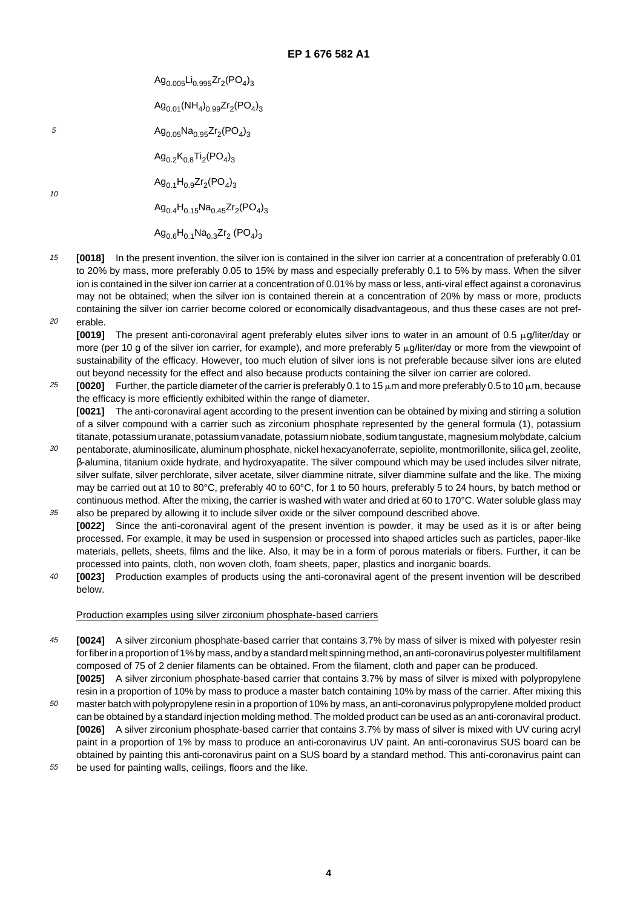$Ag_{0.005}Li_{0.995}Zr_2(PO_4)_3$

$Ag_{0.01}(NH_4)_{0.99}Zr_2(PO_4)_3$

$Ag_{0.05}Na_{0.95}Zr_2(PO_4)_3$

$Ag_{0.2}K_{0.8}Ti_2(PO_4)_3$

$Ag_{0.1}H_{0.9}Zr_2(PO_4)_3$

$Ag_{0.4}H_{0.15}Na_{0.45}Zr_2(PO_4)_3$

$Ag_{0.6}H_{0.1}Na_{0.3}Zr_2 (PO_4)_3$

**[0018]** In the present invention, the silver ion is contained in the silver ion carrier at a concentration of preferably 0.01 to 20% by mass, more preferably 0.05 to 15% by mass and especially preferably 0.1 to 5% by mass. When the silver ion is contained in the silver ion carrier at a concentration of 0.01% by mass or less, anti-viral effect against a coronavirus may not be obtained; when the silver ion is contained therein at a concentration of 20% by mass or more, products containing the silver ion carrier become colored or economically disadvantageous, and thus these cases are not preferable.

**[0019]** The present anti-coronaviral agent preferably elutes silver ions to water in an amount of 0.5 μg/liter/day or more (per 10 g of the silver ion carrier, for example), and more preferably 5 μg/liter/day or more from the viewpoint of sustainability of the efficacy. However, too much elution of silver ions is not preferable because silver ions are eluted out beyond necessity for the effect and also because products containing the silver ion carrier are colored.

**[0020]** Further, the particle diameter of the carrier is preferably 0.1 to 15 μm and more preferably 0.5 to 10 μm, because the efficacy is more efficiently exhibited within the range of diameter.

**[0021]** The anti-coronaviral agent according to the present invention can be obtained by mixing and stirring a solution of a silver compound with a carrier such as zirconium phosphate represented by the general formula (1), potassium titanate, potassium uranate, potassium vanadate, potassium niobate, sodium tangustate, magnesium molybdate, calcium pentaborate, aluminosilicate, aluminum phosphate, nickel hexacyanoferrate, sepiolite, montmorillonite, silica gel, zeolite, β-alumina, titanium oxide hydrate, and hydroxyapatite. The silver compound which may be used includes silver nitrate, silver sulfate, silver perchlorate, silver acetate, silver diammine nitrate, silver diammine sulfate and the like. The mixing may be carried out at 10 to 80°C, preferably 40 to 60°C, for 1 to 50 hours, preferably 5 to 24 hours, by batch method or continuous method. After the mixing, the carrier is washed with water and dried at 60 to 170°C. Water soluble glass may also be prepared by allowing it to include silver oxide or the silver compound described above.

**[0022]** Since the anti-coronaviral agent of the present invention is powder, it may be used as it is or after being processed. For example, it may be used in suspension or processed into shaped articles such as particles, paper-like materials, pellets, sheets, films and the like. Also, it may be in a form of porous materials or fibers. Further, it can be processed into paints, cloth, non woven cloth, foam sheets, paper, plastics and inorganic boards.

**[0023]** Production examples of products using the anti-coronaviral agent of the present invention will be described below.

Production examples using silver zirconium phosphate-based carriers

**[0024]** A silver zirconium phosphate-based carrier that contains 3.7% by mass of silver is mixed with polyester resin for fiber in a proportion of 1% by mass, and by a standard melt spinning method, an anti-coronavirus polyester multifilament composed of 75 of 2 denier filaments can be obtained. From the filament, cloth and paper can be produced.

**[0025]** A silver zirconium phosphate-based carrier that contains 3.7% by mass of silver is mixed with polypropylene resin in a proportion of 10% by mass to produce a master batch containing 10% by mass of the carrier. After mixing this master batch with polypropylene resin in a proportion of 10% by mass, an anti-coronavirus polypropylene molded product can be obtained by a standard injection molding method. The molded product can be used as an anti-coronaviral product.

**[0026]** A silver zirconium phosphate-based carrier that contains 3.7% by mass of silver is mixed with UV curing acryl paint in a proportion of 1% by mass to produce an anti-coronavirus UV paint. An anti-coronavirus SUS board can be obtained by painting this anti-coronavirus paint on a SUS board by a standard method. This anti-coronavirus paint can be used for painting walls, ceilings, floors and the like.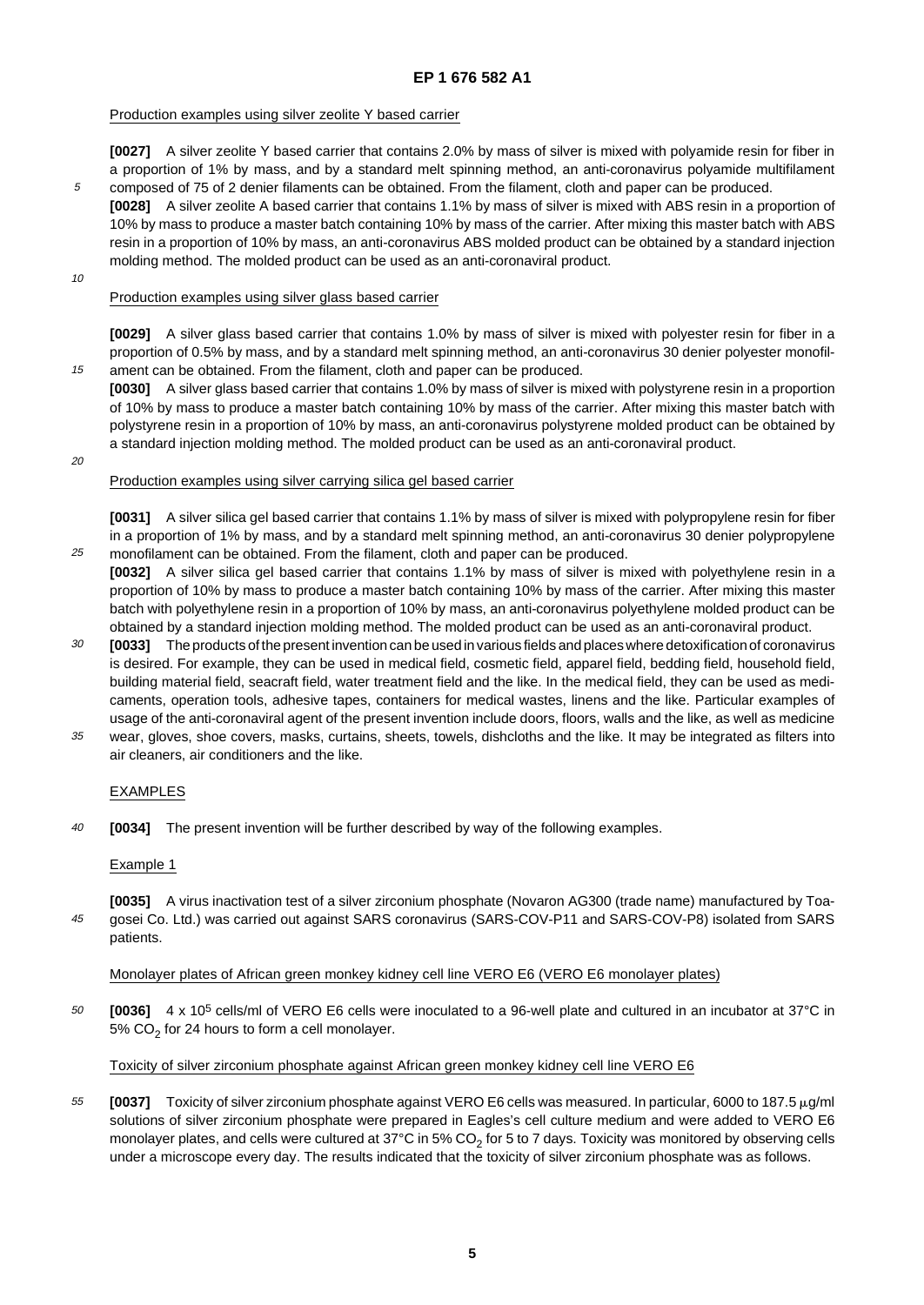Production examples using silver zeolite Y based carrier

**[0027]** A silver zeolite Y based carrier that contains 2.0% by mass of silver is mixed with polyamide resin for fiber in a proportion of 1% by mass, and by a standard melt spinning method, an anti-coronavirus polyamide multifilament composed of 75 of 2 denier filaments can be obtained. From the filament, cloth and paper can be produced.

**[0028]** A silver zeolite A based carrier that contains 1.1% by mass of silver is mixed with ABS resin in a proportion of 10% by mass to produce a master batch containing 10% by mass of the carrier. After mixing this master batch with ABS resin in a proportion of 10% by mass, an anti-coronavirus ABS molded product can be obtained by a standard injection molding method. The molded product can be used as an anti-coronaviral product.

Production examples using silver glass based carrier

**[0029]** A silver glass based carrier that contains 1.0% by mass of silver is mixed with polyester resin for fiber in a proportion of 0.5% by mass, and by a standard melt spinning method, an anti-coronavirus 30 denier polyester monofilament can be obtained. From the filament, cloth and paper can be produced.

**[0030]** A silver glass based carrier that contains 1.0% by mass of silver is mixed with polystyrene resin in a proportion of 10% by mass to produce a master batch containing 10% by mass of the carrier. After mixing this master batch with polystyrene resin in a proportion of 10% by mass, an anti-coronavirus polystyrene molded product can be obtained by a standard injection molding method. The molded product can be used as an anti-coronaviral product.

Production examples using silver carrying silica gel based carrier

**[0031]** A silver silica gel based carrier that contains 1.1% by mass of silver is mixed with polypropylene resin for fiber in a proportion of 1% by mass, and by a standard melt spinning method, an anti-coronavirus 30 denier polypropylene monofilament can be obtained. From the filament, cloth and paper can be produced.

**[0032]** A silver silica gel based carrier that contains 1.1% by mass of silver is mixed with polyethylene resin in a proportion of 10% by mass to produce a master batch containing 10% by mass of the carrier. After mixing this master batch with polyethylene resin in a proportion of 10% by mass, an anti-coronavirus polyethylene molded product can be obtained by a standard injection molding method. The molded product can be used as an anti-coronaviral product.

**[0033]** The products of the present invention can be used in various fields and places where detoxification of coronavirus is desired. For example, they can be used in medical field, cosmetic field, apparel field, bedding field, household field, building material field, seacraft field, water treatment field and the like. In the medical field, they can be used as medicaments, operation tools, adhesive tapes, containers for medical wastes, linens and the like. Particular examples of usage of the anti-coronaviral agent of the present invention include doors, floors, walls and the like, as well as medicine wear, gloves, shoe covers, masks, curtains, sheets, towels, dishcloths and the like. It may be integrated as filters into air cleaners, air conditioners and the like.

## EXAMPLES

**[0034]** The present invention will be further described by way of the following examples.

### Example 1

**[0035]** A virus inactivation test of a silver zirconium phosphate (Novaron AG300 (trade name) manufactured by Toagosei Co. Ltd.) was carried out against SARS coronavirus (SARS-COV-P11 and SARS-COV-P8) isolated from SARS patients.

Monolayer plates of African green monkey kidney cell line VERO E6 (VERO E6 monolayer plates)

**[0036]** 4 x $10^5$ cells/ml of VERO E6 cells were inoculated to a 96-well plate and cultured in an incubator at 37°C in 5% $CO_2$ for 24 hours to form a cell monolayer.

Toxicity of silver zirconium phosphate against African green monkey kidney cell line VERO E6

**[0037]** Toxicity of silver zirconium phosphate against VERO E6 cells was measured. In particular, 6000 to 187.5 μg/ml solutions of silver zirconium phosphate were prepared in Eagles's cell culture medium and were added to VERO E6 monolayer plates, and cells were cultured at 37°C in 5% $CO_2$ for 5 to 7 days. Toxicity was monitored by observing cells under a microscope every day. The results indicated that the toxicity of silver zirconium phosphate was as follows.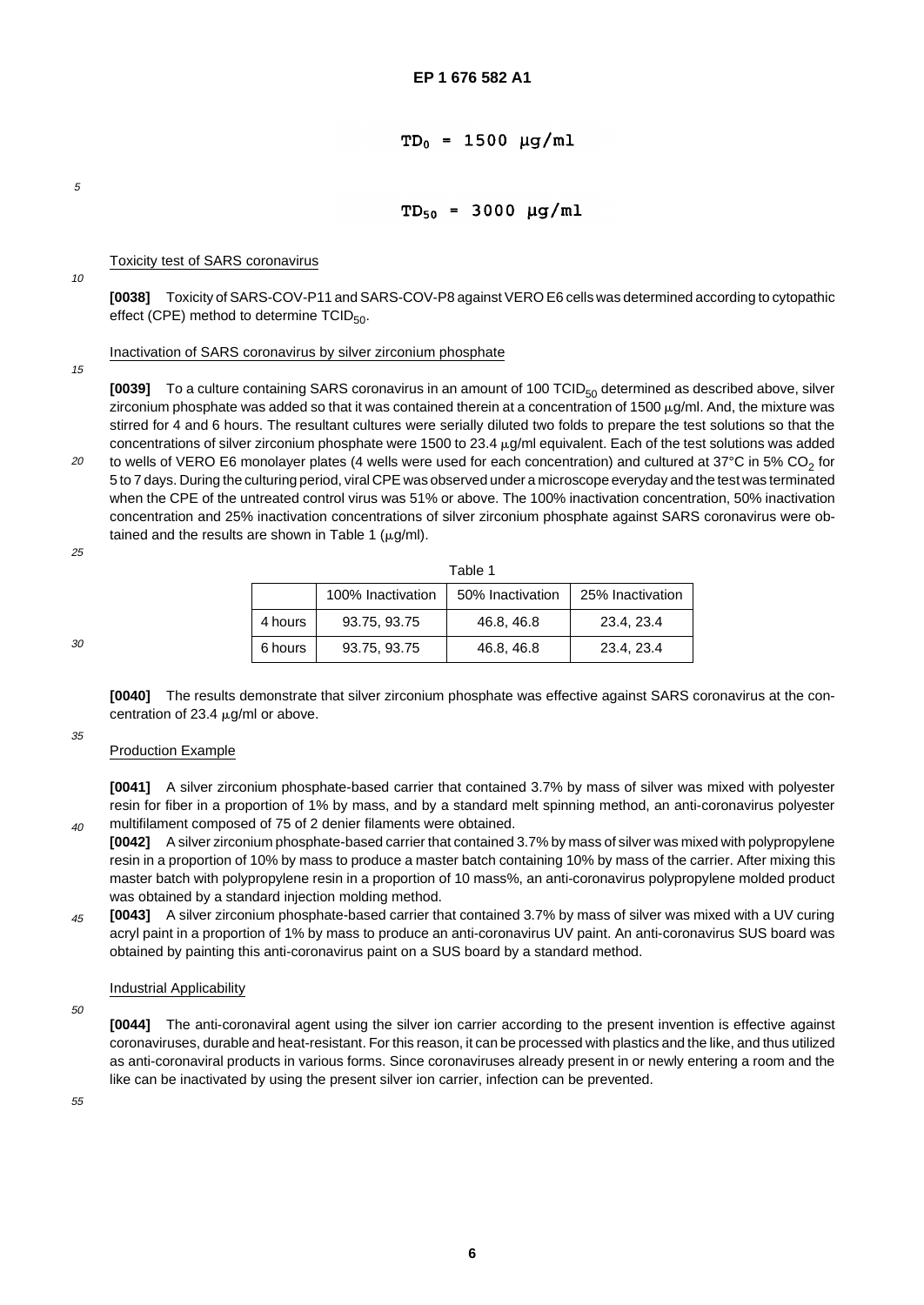$$TD_0 = 1500\ \mu g/ml$$

$$TD_{50} = 3000\ \mu g/ml$$

Toxicity test of SARS coronavirus

**[0038]** Toxicity of SARS-COV-P11 and SARS-COV-P8 against VERO E6 cells was determined according to cytopathic effect (CPE) method to determine $TCID_{50}$.

Inactivation of SARS coronavirus by silver zirconium phosphate

**[0039]** To a culture containing SARS coronavirus in an amount of 100 $TCID_{50}$ determined as described above, silver zirconium phosphate was added so that it was contained therein at a concentration of 1500 μg/ml. And, the mixture was stirred for 4 and 6 hours. The resultant cultures were serially diluted two folds to prepare the test solutions so that the concentrations of silver zirconium phosphate were 1500 to 23.4 μg/ml equivalent. Each of the test solutions was added to wells of VERO E6 monolayer plates (4 wells were used for each concentration) and cultured at 37°C in 5% $CO_2$ for 5 to 7 days. During the culturing period, viral CPE was observed under a microscope everyday and the test was terminated when the CPE of the untreated control virus was 51% or above. The 100% inactivation concentration, 50% inactivation concentration and 25% inactivation concentrations of silver zirconium phosphate against SARS coronavirus were obtained and the results are shown in Table 1 (μg/ml).

Table 1

| | 100% Inactivation | 50% Inactivation | 25% Inactivation |
|---|---|---|---|
| 4 hours | 93.75, 93.75 | 46.8, 46.8 | 23.4, 23.4 |
| 6 hours | 93.75, 93.75 | 46.8, 46.8 | 23.4, 23.4 |

**[0040]** The results demonstrate that silver zirconium phosphate was effective against SARS coronavirus at the concentration of 23.4 μg/ml or above.

Production Example

**[0041]** A silver zirconium phosphate-based carrier that contained 3.7% by mass of silver was mixed with polyester resin for fiber in a proportion of 1% by mass, and by a standard melt spinning method, an anti-coronavirus polyester multifilament composed of 75 of 2 denier filaments were obtained.

**[0042]** A silver zirconium phosphate-based carrier that contained 3.7% by mass of silver was mixed with polypropylene resin in a proportion of 10% by mass to produce a master batch containing 10% by mass of the carrier. After mixing this master batch with polypropylene resin in a proportion of 10 mass%, an anti-coronavirus polypropylene molded product was obtained by a standard injection molding method.

**[0043]** A silver zirconium phosphate-based carrier that contained 3.7% by mass of silver was mixed with a UV curing acryl paint in a proportion of 1% by mass to produce an anti-coronavirus UV paint. An anti-coronavirus SUS board was obtained by painting this anti-coronavirus paint on a SUS board by a standard method.

Industrial Applicability

**[0044]** The anti-coronaviral agent using the silver ion carrier according to the present invention is effective against coronaviruses, durable and heat-resistant. For this reason, it can be processed with plastics and the like, and thus utilized as anti-coronaviral products in various forms. Since coronaviruses already present in or newly entering a room and the like can be inactivated by using the present silver ion carrier, infection can be prevented.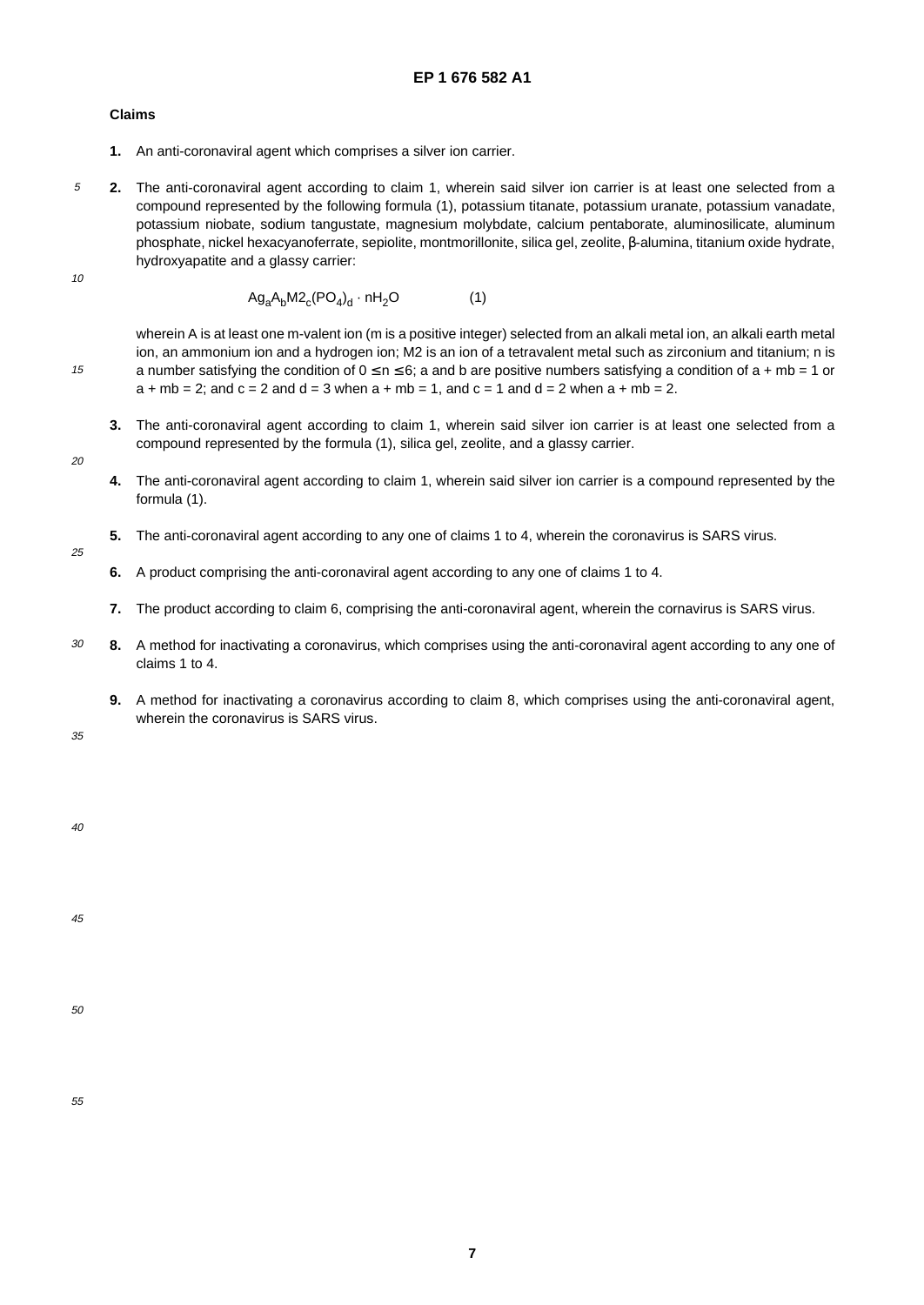## Claims

1. An anti-coronaviral agent which comprises a silver ion carrier.

2. The anti-coronaviral agent according to claim 1, wherein said silver ion carrier is at least one selected from a compound represented by the following formula (1), potassium titanate, potassium uranate, potassium vanadate, potassium niobate, sodium tangustate, magnesium molybdate, calcium pentaborate, aluminosilicate, aluminum phosphate, nickel hexacyanoferrate, sepiolite, montmorillonite, silica gel, zeolite, β-alumina, titanium oxide hydrate, hydroxyapatite and a glassy carrier:

$$Ag_aA_bM2_c(PO_4)_d \cdot nH_2O \qquad (1)$$

wherein A is at least one m-valent ion (m is a positive integer) selected from an alkali metal ion, an alkali earth metal ion, an ammonium ion and a hydrogen ion; M2 is an ion of a tetravalent metal such as zirconium and titanium; n is a number satisfying the condition of $0 \leq n \leq 6$; a and b are positive numbers satisfying a condition of $a + mb = 1$ or $a + mb = 2$; and $c = 2$ and $d = 3$ when $a + mb = 1$, and $c = 1$ and $d = 2$ when $a + mb = 2$.

3. The anti-coronaviral agent according to claim 1, wherein said silver ion carrier is at least one selected from a compound represented by the formula (1), silica gel, zeolite, and a glassy carrier.

4. The anti-coronaviral agent according to claim 1, wherein said silver ion carrier is a compound represented by the formula (1).

5. The anti-coronaviral agent according to any one of claims 1 to 4, wherein the coronavirus is SARS virus.

6. A product comprising the anti-coronaviral agent according to any one of claims 1 to 4.

7. The product according to claim 6, comprising the anti-coronaviral agent, wherein the cornavirus is SARS virus.

8. A method for inactivating a coronavirus, which comprises using the anti-coronaviral agent according to any one of claims 1 to 4.

9. A method for inactivating a coronavirus according to claim 8, which comprises using the anti-coronaviral agent, wherein the coronavirus is SARS virus.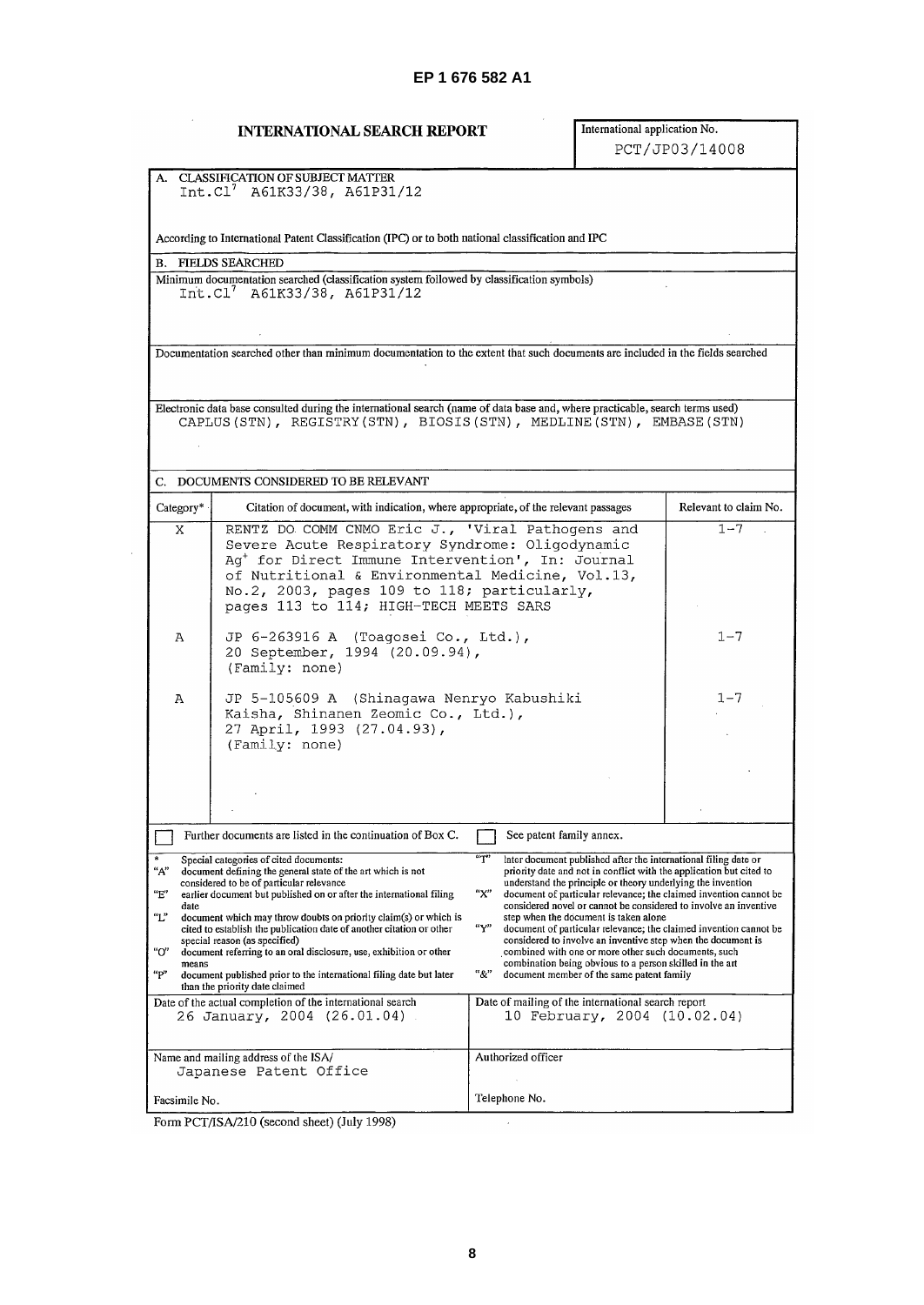## INTERNATIONAL SEARCH REPORT

International application No.
PCT/JP03/14008

**A. CLASSIFICATION OF SUBJECT MATTER**
Int.Cl[7] A61K33/38, A61P31/12

According to International Patent Classification (IPC) or to both national classification and IPC

**B. FIELDS SEARCHED**

Minimum documentation searched (classification system followed by classification symbols)
Int.Cl[7] A61K33/38, A61P31/12

Documentation searched other than minimum documentation to the extent that such documents are included in the fields searched

Electronic data base consulted during the international search (name of data base and, where practicable, search terms used)
CAPLUS(STN), REGISTRY(STN), BIOSIS(STN), MEDLINE(STN), EMBASE(STN)

**C. DOCUMENTS CONSIDERED TO BE RELEVANT**

| Category* | Citation of document, with indication, where appropriate, of the relevant passages | Relevant to claim No. |
|---|---|---|
| X | RENTZ DO COMM CNMO Eric J., 'Viral Pathogens and Severe Acute Respiratory Syndrome: Oligodynamic $Ag^+$ for Direct Immune Intervention', In: Journal of Nutritional & Environmental Medicine, Vol.13, No.2, 2003, pages 109 to 118; particularly, pages 113 to 114; HIGH-TECH MEETS SARS | 1-7 |
| A | JP 6-263916 A (Toagosei Co., Ltd.), 20 September, 1994 (20.09.94), (Family: none) | 1-7 |
| A | JP 5-105609 A (Shinagawa Nenryo Kabushiki Kaisha, Shinanen Zeomic Co., Ltd.), 27 April, 1993 (27.04.93), (Family: none) | 1-7 |

☐ Further documents are listed in the continuation of Box C. ☐ See patent family annex.

\* Special categories of cited documents:
"A" document defining the general state of the art which is not considered to be of particular relevance
"E" earlier document but published on or after the international filing date
"L" document which may throw doubts on priority claim(s) or which is cited to establish the publication date of another citation or other special reason (as specified)
"O" document referring to an oral disclosure, use, exhibition or other means
"P" document published prior to the international filing date but later than the priority date claimed
"T" later document published after the international filing date or priority date and not in conflict with the application but cited to understand the principle or theory underlying the invention
"X" document of particular relevance; the claimed invention cannot be considered novel or cannot be considered to involve an inventive step when the document is taken alone
"Y" document of particular relevance; the claimed invention cannot be considered to involve an inventive step when the document is combined with one or more other such documents, such combination being obvious to a person skilled in the art
"&" document member of the same patent family

| Date of the actual completion of the international search | Date of mailing of the international search report |
|---|---|
| 26 January, 2004 (26.01.04) | 10 February, 2004 (10.02.04) |
| Name and mailing address of the ISA/ Japanese Patent Office | Authorized officer |
| Facsimile No. | Telephone No. |

Form PCT/ISA/210 (second sheet) (July 1998)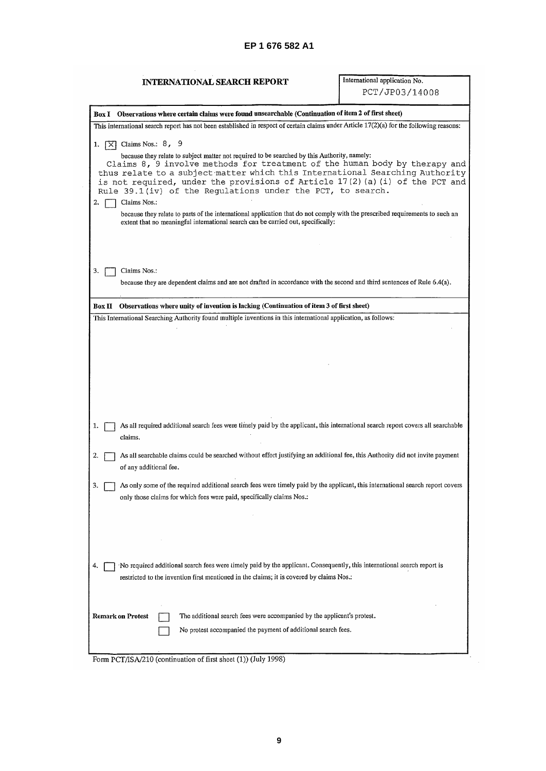## INTERNATIONAL SEARCH REPORT

International application No.
PCT/JP03/14008

**Box I Observations where certain claims were found unsearchable (Continuation of item 2 of first sheet)**

This international search report has not been established in respect of certain claims under Article 17(2)(a) for the following reasons:

1. [X] Claims Nos.: 8, 9
   because they relate to subject matter not required to be searched by this Authority, namely:
   Claims 8, 9 involve methods for treatment of the human body by therapy and thus relate to a subject matter which this International Searching Authority is not required, under the provisions of Article 17(2)(a)(i) of the PCT and Rule 39.1(iv) of the Regulations under the PCT, to search.

2. [ ] Claims Nos.:
   because they relate to parts of the international application that do not comply with the prescribed requirements to such an extent that no meaningful international search can be carried out, specifically:

3. [ ] Claims Nos.:
   because they are dependent claims and are not drafted in accordance with the second and third sentences of Rule 6.4(a).

**Box II Observations where unity of invention is lacking (Continuation of item 3 of first sheet)**

This International Searching Authority found multiple inventions in this international application, as follows:

1. [ ] As all required additional search fees were timely paid by the applicant, this international search report covers all searchable claims.

2. [ ] As all searchable claims could be searched without effort justifying an additional fee, this Authority did not invite payment of any additional fee.

3. [ ] As only some of the required additional search fees were timely paid by the applicant, this international search report covers only those claims for which fees were paid, specifically claims Nos.:

4. [ ] No required additional search fees were timely paid by the applicant. Consequently, this international search report is restricted to the invention first mentioned in the claims; it is covered by claims Nos.:

**Remark on Protest** [ ] The additional search fees were accompanied by the applicant's protest.
[ ] No protest accompanied the payment of additional search fees.

Form PCT/ISA/210 (continuation of first sheet (1)) (July 1998)